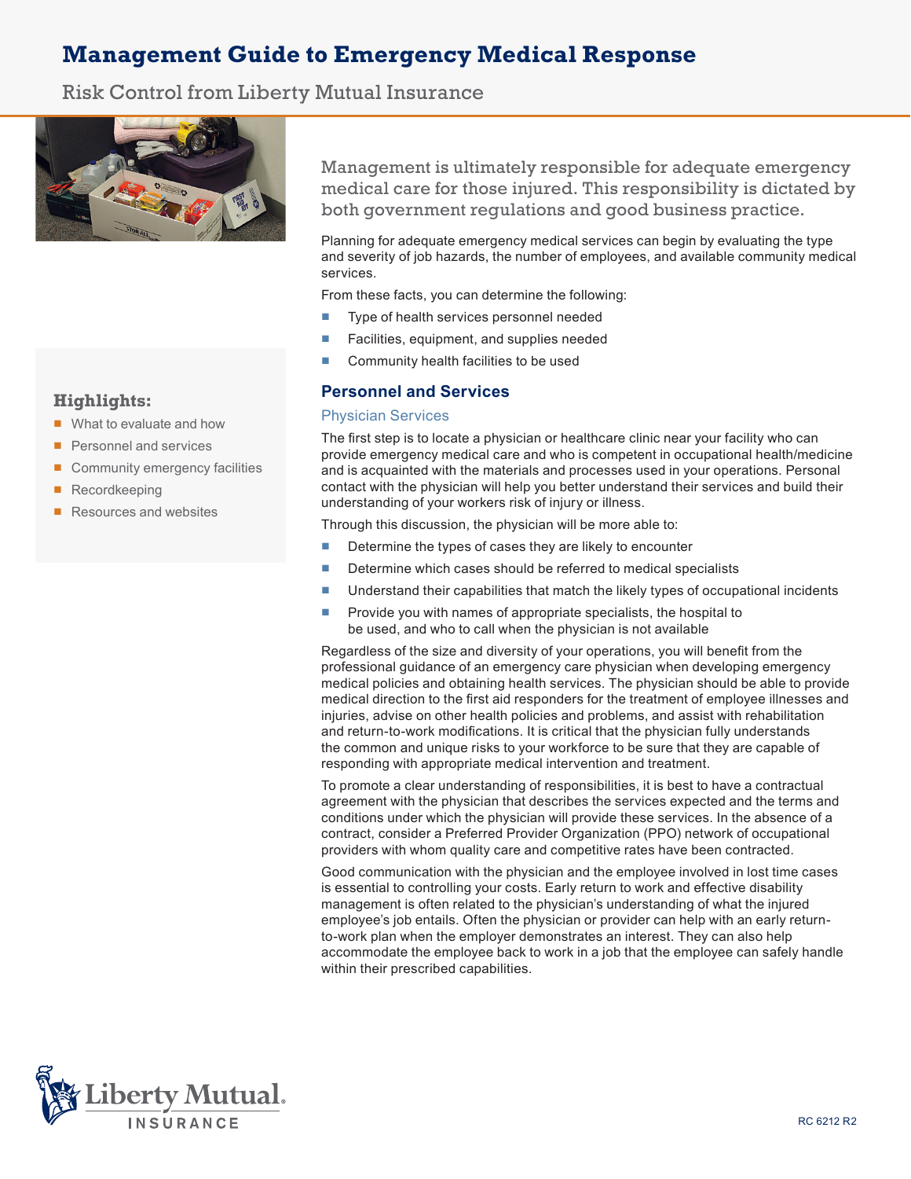# Management Guide to Emergency Medical Response

Risk Control from Liberty Mutual Insurance

**Highlights:**

- What to evaluate and how
- Personnel and services
- Community emergency facilities
- Recordkeeping
- Resources and websites

Management is ultimately responsible for adequate emergency medical care for those injured. This responsibility is dictated by both government regulations and good business practice.

Planning for adequate emergency medical services can begin by evaluating the type and severity of job hazards, the number of employees, and available community medical services.

From these facts, you can determine the following:

- Type of health services personnel needed
- Facilities, equipment, and supplies needed
- Community health facilities to be used

## Personnel and Services

### Physician Services

The first step is to locate a physician or healthcare clinic near your facility who can provide emergency medical care and who is competent in occupational health/medicine and is acquainted with the materials and processes used in your operations. Personal contact with the physician will help you better understand their services and build their understanding of your workers risk of injury or illness.

Through this discussion, the physician will be more able to:

- Determine the types of cases they are likely to encounter
- Determine which cases should be referred to medical specialists
- Understand their capabilities that match the likely types of occupational incidents
- Provide you with names of appropriate specialists, the hospital to be used, and who to call when the physician is not available

Regardless of the size and diversity of your operations, you will benefit from the professional guidance of an emergency care physician when developing emergency medical policies and obtaining health services. The physician should be able to provide medical direction to the first aid responders for the treatment of employee illnesses and injuries, advise on other health policies and problems, and assist with rehabilitation and return-to-work modifications. It is critical that the physician fully understands the common and unique risks to your workforce to be sure that they are capable of responding with appropriate medical intervention and treatment.

To promote a clear understanding of responsibilities, it is best to have a contractual agreement with the physician that describes the services expected and the terms and conditions under which the physician will provide these services. In the absence of a contract, consider a Preferred Provider Organization (PPO) network of occupational providers with whom quality care and competitive rates have been contracted.

Good communication with the physician and the employee involved in lost time cases is essential to controlling your costs. Early return to work and effective disability management is often related to the physician's understanding of what the injured employee's job entails. Often the physician or provider can help with an early return-to-work plan when the employer demonstrates an interest. They can also help accommodate the employee back to work in a job that the employee can safely handle within their prescribed capabilities.

RC 6212 R2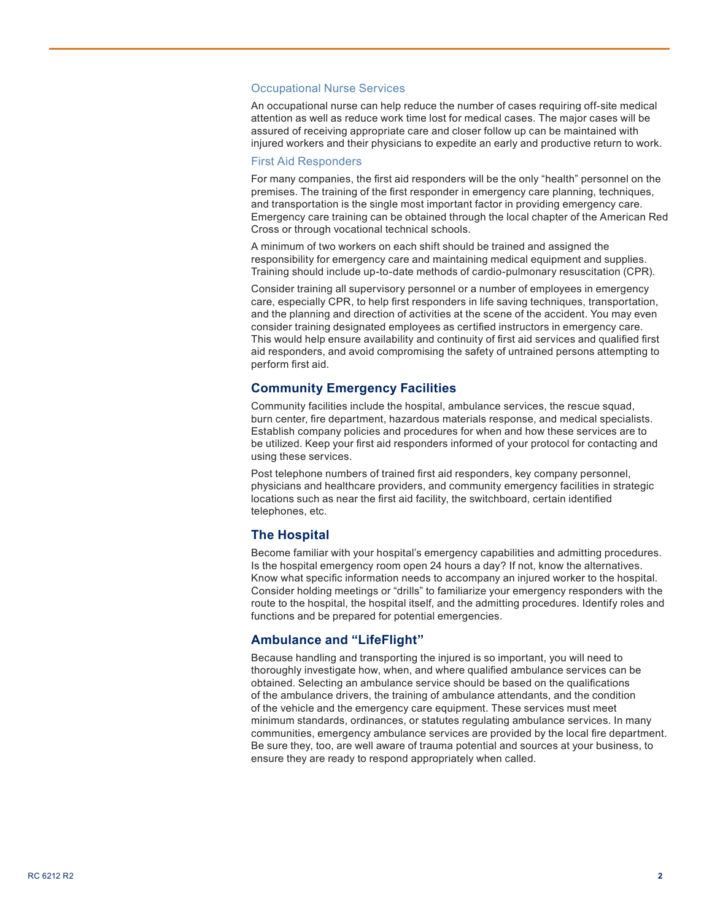### Occupational Nurse Services

An occupational nurse can help reduce the number of cases requiring off-site medical attention as well as reduce work time lost for medical cases. The major cases will be assured of receiving appropriate care and closer follow up can be maintained with injured workers and their physicians to expedite an early and productive return to work.

### First Aid Responders

For many companies, the first aid responders will be the only "health" personnel on the premises. The training of the first responder in emergency care planning, techniques, and transportation is the single most important factor in providing emergency care. Emergency care training can be obtained through the local chapter of the American Red Cross or through vocational technical schools.

A minimum of two workers on each shift should be trained and assigned the responsibility for emergency care and maintaining medical equipment and supplies. Training should include up-to-date methods of cardio-pulmonary resuscitation (CPR).

Consider training all supervisory personnel or a number of employees in emergency care, especially CPR, to help first responders in life saving techniques, transportation, and the planning and direction of activities at the scene of the accident. You may even consider training designated employees as certified instructors in emergency care. This would help ensure availability and continuity of first aid services and qualified first aid responders, and avoid compromising the safety of untrained persons attempting to perform first aid.

## Community Emergency Facilities

Community facilities include the hospital, ambulance services, the rescue squad, burn center, fire department, hazardous materials response, and medical specialists. Establish company policies and procedures for when and how these services are to be utilized. Keep your first aid responders informed of your protocol for contacting and using these services.

Post telephone numbers of trained first aid responders, key company personnel, physicians and healthcare providers, and community emergency facilities in strategic locations such as near the first aid facility, the switchboard, certain identified telephones, etc.

## The Hospital

Become familiar with your hospital's emergency capabilities and admitting procedures. Is the hospital emergency room open 24 hours a day? If not, know the alternatives. Know what specific information needs to accompany an injured worker to the hospital. Consider holding meetings or "drills" to familiarize your emergency responders with the route to the hospital, the hospital itself, and the admitting procedures. Identify roles and functions and be prepared for potential emergencies.

## Ambulance and "LifeFlight"

Because handling and transporting the injured is so important, you will need to thoroughly investigate how, when, and where qualified ambulance services can be obtained. Selecting an ambulance service should be based on the qualifications of the ambulance drivers, the training of ambulance attendants, and the condition of the vehicle and the emergency care equipment. These services must meet minimum standards, ordinances, or statutes regulating ambulance services. In many communities, emergency ambulance services are provided by the local fire department. Be sure they, too, are well aware of trauma potential and sources at your business, to ensure they are ready to respond appropriately when called.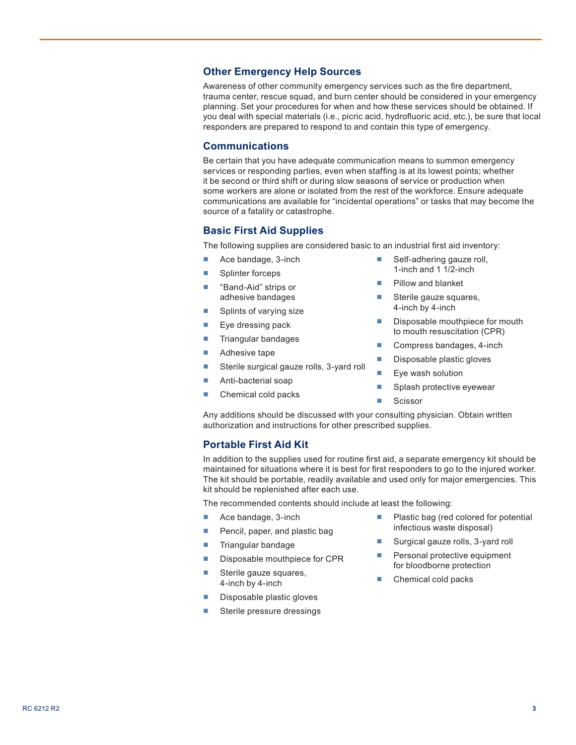## Other Emergency Help Sources

Awareness of other community emergency services such as the fire department, trauma center, rescue squad, and burn center should be considered in your emergency planning. Set your procedures for when and how these services should be obtained. If you deal with special materials (i.e., picric acid, hydrofluoric acid, etc.), be sure that local responders are prepared to respond to and contain this type of emergency.

## Communications

Be certain that you have adequate communication means to summon emergency services or responding parties, even when staffing is at its lowest points; whether it be second or third shift or during slow seasons of service or production when some workers are alone or isolated from the rest of the workforce. Ensure adequate communications are available for "incidental operations" or tasks that may become the source of a fatality or catastrophe.

## Basic First Aid Supplies

The following supplies are considered basic to an industrial first aid inventory:

- Ace bandage, 3-inch
- Splinter forceps
- "Band-Aid" strips or adhesive bandages
- Splints of varying size
- Eye dressing pack
- Triangular bandages
- Adhesive tape
- Sterile surgical gauze rolls, 3-yard roll
- Anti-bacterial soap
- Chemical cold packs
- Self-adhering gauze roll, 1-inch and 1 1/2-inch
- Pillow and blanket
- Sterile gauze squares, 4-inch by 4-inch
- Disposable mouthpiece for mouth to mouth resuscitation (CPR)
- Compress bandages, 4-inch
- Disposable plastic gloves
- Eye wash solution
- Splash protective eyewear
- Scissor

Any additions should be discussed with your consulting physician. Obtain written authorization and instructions for other prescribed supplies.

## Portable First Aid Kit

In addition to the supplies used for routine first aid, a separate emergency kit should be maintained for situations where it is best for first responders to go to the injured worker. The kit should be portable, readily available and used only for major emergencies. This kit should be replenished after each use.

The recommended contents should include at least the following:

- Ace bandage, 3-inch
- Pencil, paper, and plastic bag
- Triangular bandage
- Disposable mouthpiece for CPR
- Sterile gauze squares, 4-inch by 4-inch
- Disposable plastic gloves
- Sterile pressure dressings
- Plastic bag (red colored for potential infectious waste disposal)
- Surgical gauze rolls, 3-yard roll
- Personal protective equipment for bloodborne protection
- Chemical cold packs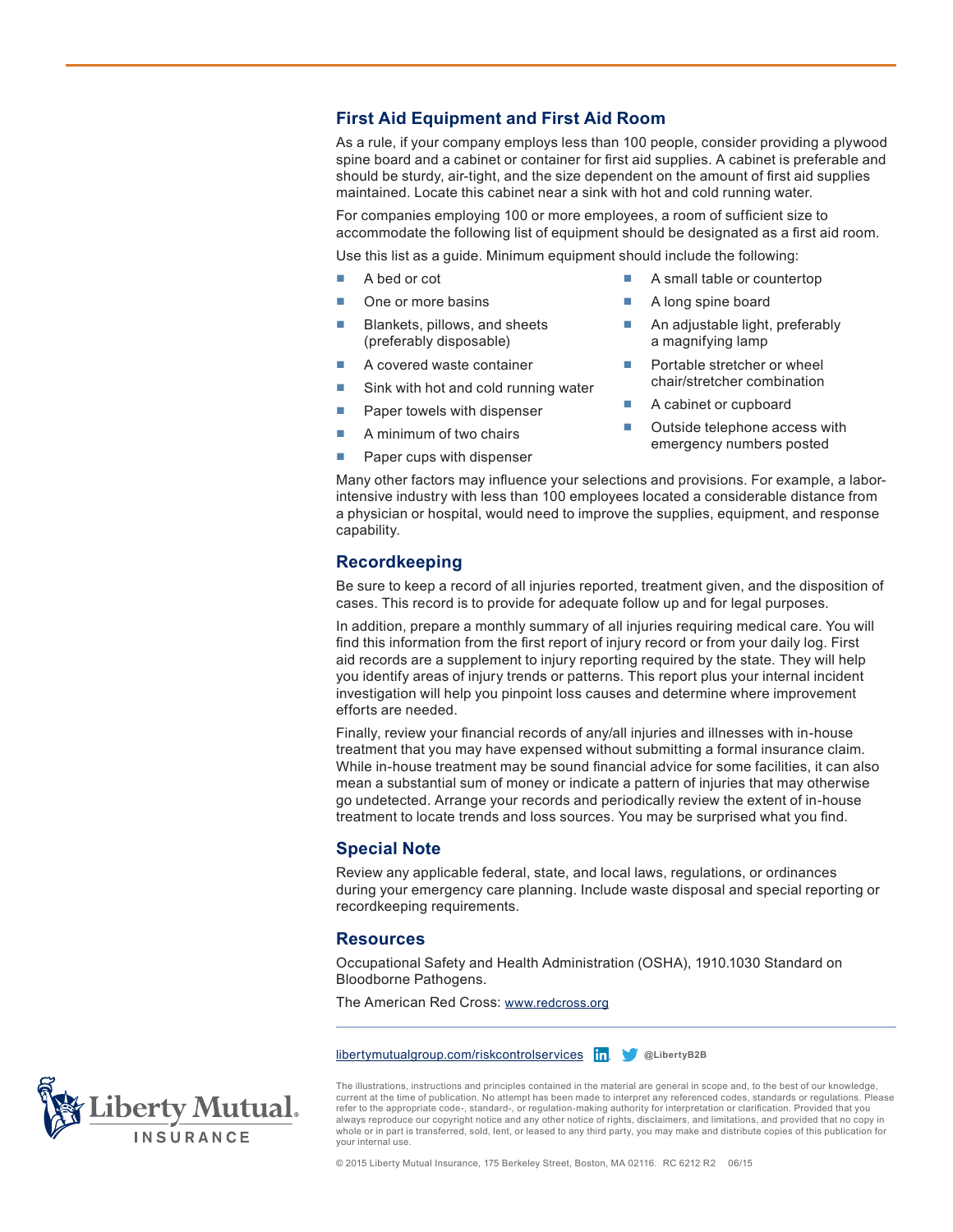## First Aid Equipment and First Aid Room

As a rule, if your company employs less than 100 people, consider providing a plywood spine board and a cabinet or container for first aid supplies. A cabinet is preferable and should be sturdy, air-tight, and the size dependent on the amount of first aid supplies maintained. Locate this cabinet near a sink with hot and cold running water.

For companies employing 100 or more employees, a room of sufficient size to accommodate the following list of equipment should be designated as a first aid room.

Use this list as a guide. Minimum equipment should include the following:

- A bed or cot
- One or more basins
- Blankets, pillows, and sheets (preferably disposable)
- A covered waste container
- Sink with hot and cold running water
- Paper towels with dispenser
- A minimum of two chairs
- Paper cups with dispenser
- A small table or countertop
- A long spine board
- An adjustable light, preferably a magnifying lamp
- Portable stretcher or wheel chair/stretcher combination
- A cabinet or cupboard
- Outside telephone access with emergency numbers posted

Many other factors may influence your selections and provisions. For example, a labor-intensive industry with less than 100 employees located a considerable distance from a physician or hospital, would need to improve the supplies, equipment, and response capability.

## Recordkeeping

Be sure to keep a record of all injuries reported, treatment given, and the disposition of cases. This record is to provide for adequate follow up and for legal purposes.

In addition, prepare a monthly summary of all injuries requiring medical care. You will find this information from the first report of injury record or from your daily log. First aid records are a supplement to injury reporting required by the state. They will help you identify areas of injury trends or patterns. This report plus your internal incident investigation will help you pinpoint loss causes and determine where improvement efforts are needed.

Finally, review your financial records of any/all injuries and illnesses with in-house treatment that you may have expensed without submitting a formal insurance claim. While in-house treatment may be sound financial advice for some facilities, it can also mean a substantial sum of money or indicate a pattern of injuries that may otherwise go undetected. Arrange your records and periodically review the extent of in-house treatment to locate trends and loss sources. You may be surprised what you find.

## Special Note

Review any applicable federal, state, and local laws, regulations, or ordinances during your emergency care planning. Include waste disposal and special reporting or recordkeeping requirements.

## Resources

Occupational Safety and Health Administration (OSHA), 1910.1030 Standard on Bloodborne Pathogens.

The American Red Cross: www.redcross.org

libertymutualgroup.com/riskcontrolservices @LibertyB2B

Liberty Mutual INSURANCE

The illustrations, instructions and principles contained in the material are general in scope and, to the best of our knowledge, current at the time of publication. No attempt has been made to interpret any referenced codes, standards or regulations. Please refer to the appropriate code-, standard-, or regulation-making authority for interpretation or clarification. Provided that you always reproduce our copyright notice and any other notice of rights, disclaimers, and limitations, and provided that no copy in whole or in part is transferred, sold, lent, or leased to any third party, you may make and distribute copies of this publication for your internal use.

© 2015 Liberty Mutual Insurance, 175 Berkeley Street, Boston, MA 02116. RC 6212 R2 06/15